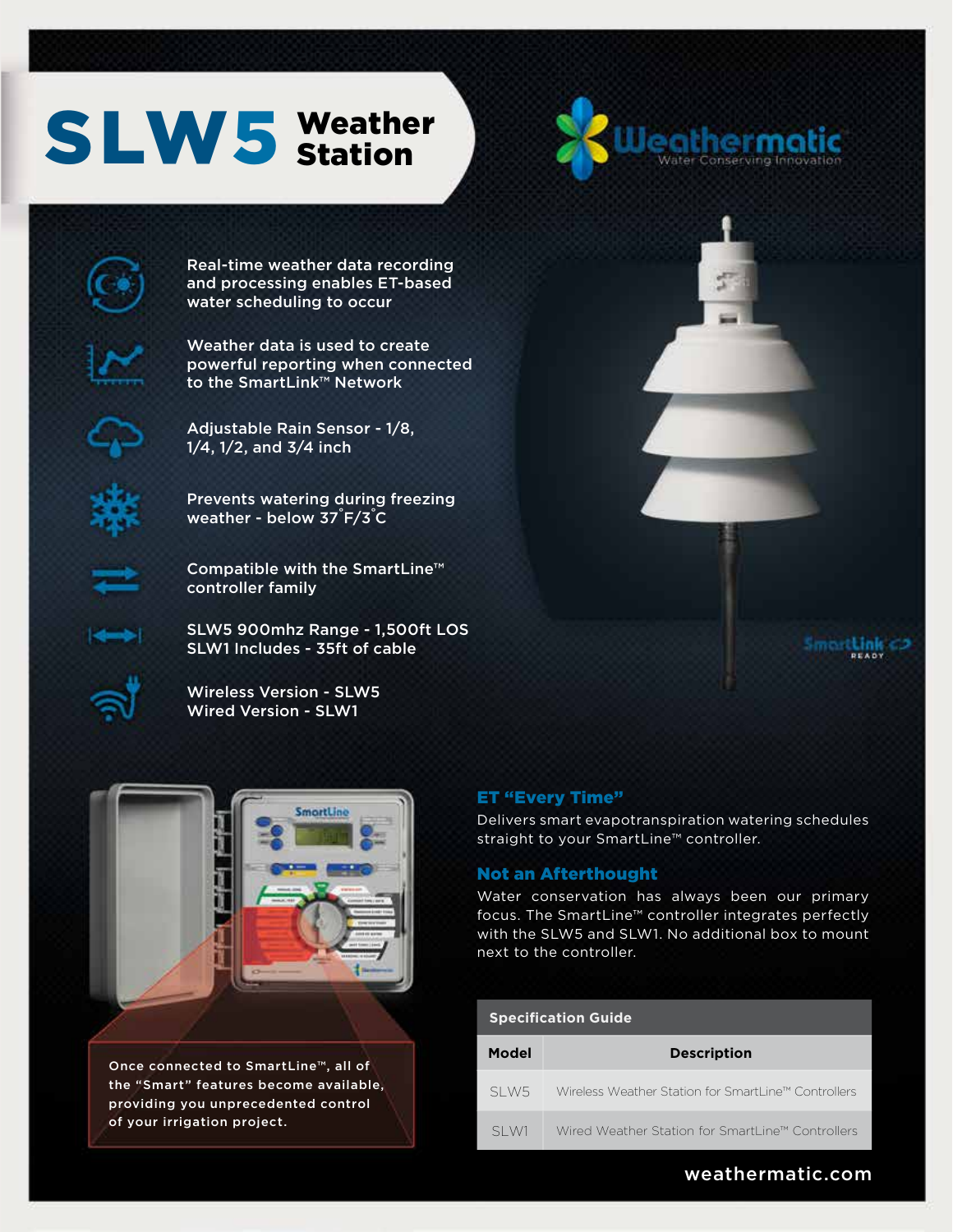# SLW5 Weather Station

Weathermatic
Water Conserving Innovation

- Real-time weather data recording and processing enables ET-based water scheduling to occur
- Weather data is used to create powerful reporting when connected to the SmartLink™ Network
- Adjustable Rain Sensor - 1/8, 1/4, 1/2, and 3/4 inch
- Prevents watering during freezing weather - below 37˚F/3˚C
- Compatible with the SmartLine™ controller family
- SLW5 900mhz Range - 1,500ft LOS
  SLW1 Includes - 35ft of cable
- Wireless Version - SLW5
  Wired Version - SLW1

SmartLink READY

Once connected to SmartLine™, all of the "Smart" features become available, providing you unprecedented control of your irrigation project.

## ET "Every Time"

Delivers smart evapotranspiration watering schedules straight to your SmartLine™ controller.

## Not an Afterthought

Water conservation has always been our primary focus. The SmartLine™ controller integrates perfectly with the SLW5 and SLW1. No additional box to mount next to the controller.

**Specification Guide**

| Model | Description |
|---|---|
| SLW5 | Wireless Weather Station for SmartLine™ Controllers |
| SLW1 | Wired Weather Station for SmartLine™ Controllers |

weathermatic.com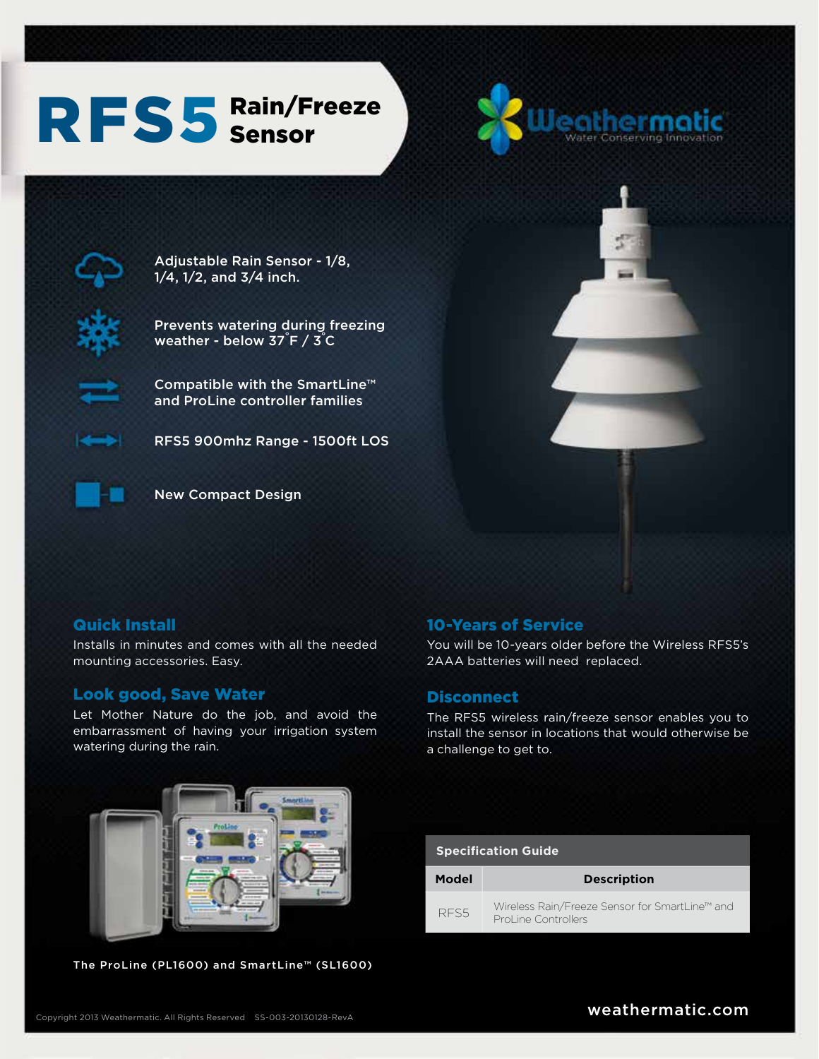# RFS5 Rain/Freeze Sensor

Weathermatic
Water Conserving Innovation

- Adjustable Rain Sensor - 1/8, 1/4, 1/2, and 3/4 inch.
- Prevents watering during freezing weather - below 37˚F / 3˚C
- Compatible with the SmartLine™ and ProLine controller families
- RFS5 900mhz Range - 1500ft LOS
- New Compact Design

## Quick Install

Installs in minutes and comes with all the needed mounting accessories. Easy.

## Look good, Save Water

Let Mother Nature do the job, and avoid the embarrassment of having your irrigation system watering during the rain.

## 10-Years of Service

You will be 10-years older before the Wireless RFS5's 2AAA batteries will need replaced.

## Disconnect

The RFS5 wireless rain/freeze sensor enables you to install the sensor in locations that would otherwise be a challenge to get to.

The ProLine (PL1600) and SmartLine™ (SL1600)

**Specification Guide**

| Model | Description |
|---|---|
| RFS5 | Wireless Rain/Freeze Sensor for SmartLine™ and ProLine Controllers |

Copyright 2013 Weathermatic. All Rights Reserved SS-003-20130128-RevA

weathermatic.com